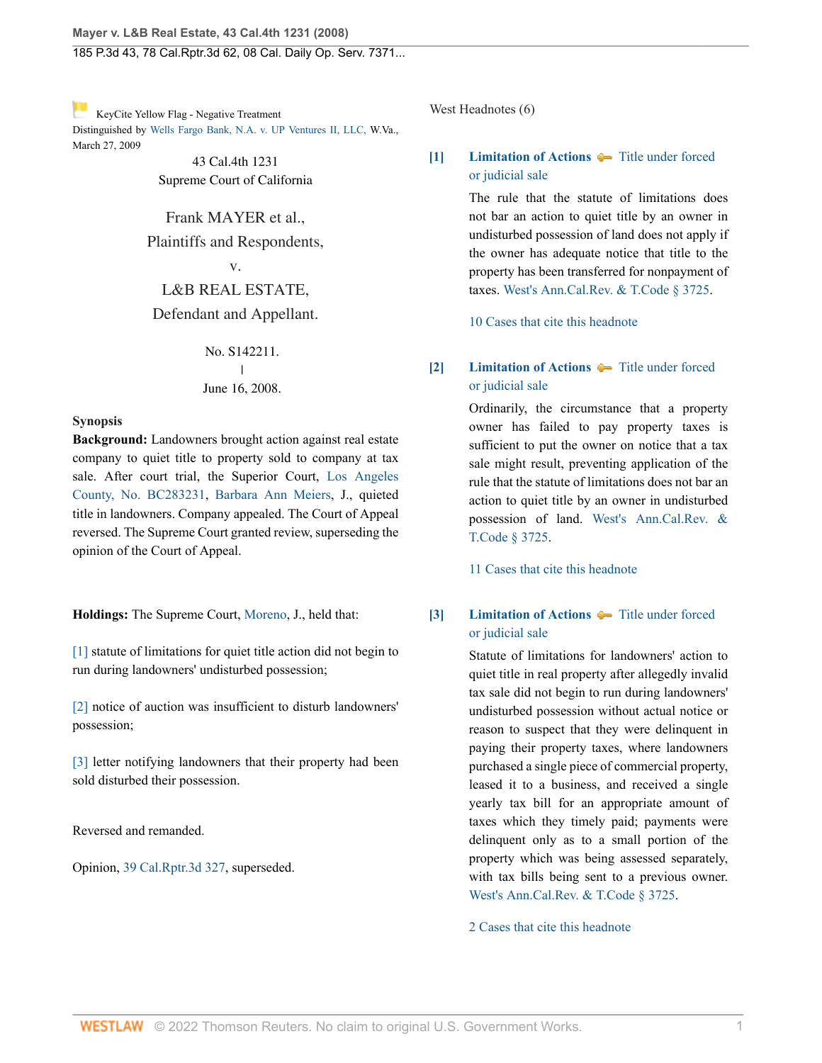KeyCite Yellow Flag - Negative Treatment
Distinguished by Wells Fargo Bank, N.A. v. UP Ventures II, LLC, W.Va., March 27, 2009

43 Cal.4th 1231
Supreme Court of California

Frank MAYER et al.,
Plaintiffs and Respondents,
v.
L&B REAL ESTATE,
Defendant and Appellant.

No. S142211.
|
June 16, 2008.

**Synopsis**

**Background:** Landowners brought action against real estate company to quiet title to property sold to company at tax sale. After court trial, the Superior Court, Los Angeles County, No. BC283231, Barbara Ann Meiers, J., quieted title in landowners. Company appealed. The Court of Appeal reversed. The Supreme Court granted review, superseding the opinion of the Court of Appeal.

**Holdings:** The Supreme Court, Moreno, J., held that:

[1] statute of limitations for quiet title action did not begin to run during landowners' undisturbed possession;

[2] notice of auction was insufficient to disturb landowners' possession;

[3] letter notifying landowners that their property had been sold disturbed their possession.

Reversed and remanded.

Opinion, 39 Cal.Rptr.3d 327, superseded.

West Headnotes (6)

**[1] Limitation of Actions** — Title under forced or judicial sale

The rule that the statute of limitations does not bar an action to quiet title by an owner in undisturbed possession of land does not apply if the owner has adequate notice that title to the property has been transferred for nonpayment of taxes. West's Ann.Cal.Rev. & T.Code § 3725.

10 Cases that cite this headnote

**[2] Limitation of Actions** — Title under forced or judicial sale

Ordinarily, the circumstance that a property owner has failed to pay property taxes is sufficient to put the owner on notice that a tax sale might result, preventing application of the rule that the statute of limitations does not bar an action to quiet title by an owner in undisturbed possession of land. West's Ann.Cal.Rev. & T.Code § 3725.

11 Cases that cite this headnote

**[3] Limitation of Actions** — Title under forced or judicial sale

Statute of limitations for landowners' action to quiet title in real property after allegedly invalid tax sale did not begin to run during landowners' undisturbed possession without actual notice or reason to suspect that they were delinquent in paying their property taxes, where landowners purchased a single piece of commercial property, leased it to a business, and received a single yearly tax bill for an appropriate amount of taxes which they timely paid; payments were delinquent only as to a small portion of the property which was being assessed separately, with tax bills being sent to a previous owner. West's Ann.Cal.Rev. & T.Code § 3725.

2 Cases that cite this headnote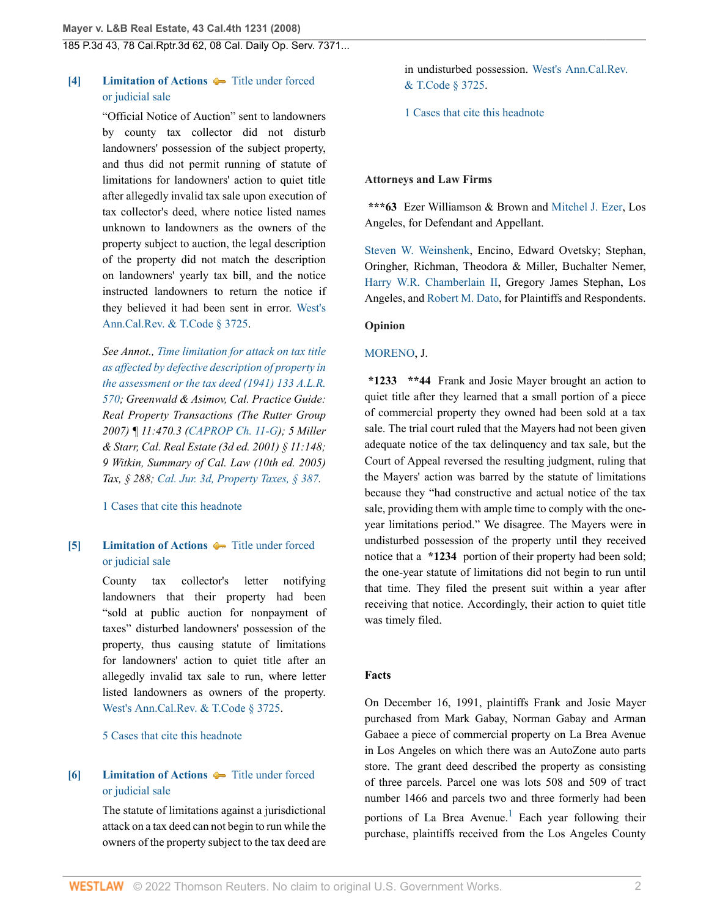**[4]** **Limitation of Actions** Title under forced or judicial sale

"Official Notice of Auction" sent to landowners by county tax collector did not disturb landowners' possession of the subject property, and thus did not permit running of statute of limitations for landowners' action to quiet title after allegedly invalid tax sale upon execution of tax collector's deed, where notice listed names unknown to landowners as the owners of the property subject to auction, the legal description of the property did not match the description on landowners' yearly tax bill, and the notice instructed landowners to return the notice if they believed it had been sent in error. West's Ann.Cal.Rev. & T.Code § 3725.

*See Annot., Time limitation for attack on tax title as affected by defective description of property in the assessment or the tax deed (1941) 133 A.L.R. 570; Greenwald & Asimov, Cal. Practice Guide: Real Property Transactions (The Rutter Group 2007) ¶ 11:470.3 (CAPROP Ch. 11-G); 5 Miller & Starr, Cal. Real Estate (3d ed. 2001) § 11:148; 9 Witkin, Summary of Cal. Law (10th ed. 2005) Tax, § 288; Cal. Jur. 3d, Property Taxes, § 387.*

1 Cases that cite this headnote

**[5]** **Limitation of Actions** Title under forced or judicial sale

County tax collector's letter notifying landowners that their property had been "sold at public auction for nonpayment of taxes" disturbed landowners' possession of the property, thus causing statute of limitations for landowners' action to quiet title after an allegedly invalid tax sale to run, where letter listed landowners as owners of the property. West's Ann.Cal.Rev. & T.Code § 3725.

5 Cases that cite this headnote

**[6]** **Limitation of Actions** Title under forced or judicial sale

The statute of limitations against a jurisdictional attack on a tax deed can not begin to run while the owners of the property subject to the tax deed are in undisturbed possession. West's Ann.Cal.Rev. & T.Code § 3725.

1 Cases that cite this headnote

## Attorneys and Law Firms

**\*\*\*63** Ezer Williamson & Brown and Mitchel J. Ezer, Los Angeles, for Defendant and Appellant.

Steven W. Weinshenk, Encino, Edward Ovetsky; Stephan, Oringher, Richman, Theodora & Miller, Buchalter Nemer, Harry W.R. Chamberlain II, Gregory James Stephan, Los Angeles, and Robert M. Dato, for Plaintiffs and Respondents.

## Opinion

MORENO, J.

**\*1233** **\*\*44** Frank and Josie Mayer brought an action to quiet title after they learned that a small portion of a piece of commercial property they owned had been sold at a tax sale. The trial court ruled that the Mayers had not been given adequate notice of the tax delinquency and tax sale, but the Court of Appeal reversed the resulting judgment, ruling that the Mayers' action was barred by the statute of limitations because they "had constructive and actual notice of the tax sale, providing them with ample time to comply with the one-year limitations period." We disagree. The Mayers were in undisturbed possession of the property until they received notice that a **\*1234** portion of their property had been sold; the one-year statute of limitations did not begin to run until that time. They filed the present suit within a year after receiving that notice. Accordingly, their action to quiet title was timely filed.

## Facts

On December 16, 1991, plaintiffs Frank and Josie Mayer purchased from Mark Gabay, Norman Gabay and Arman Gabaee a piece of commercial property on La Brea Avenue in Los Angeles on which there was an AutoZone auto parts store. The grant deed described the property as consisting of three parcels. Parcel one was lots 508 and 509 of tract number 1466 and parcels two and three formerly had been portions of La Brea Avenue.[1] Each year following their purchase, plaintiffs received from the Los Angeles County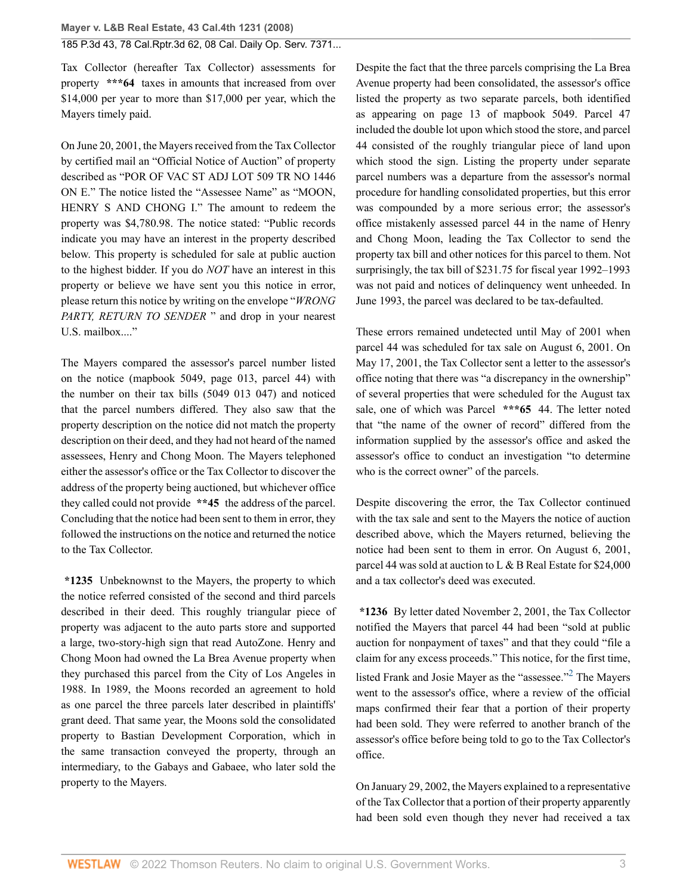Tax Collector (hereafter Tax Collector) assessments for property ***64 taxes in amounts that increased from over $14,000 per year to more than $17,000 per year, which the Mayers timely paid.

On June 20, 2001, the Mayers received from the Tax Collector by certified mail an "Official Notice of Auction" of property described as "POR OF VAC ST ADJ LOT 509 TR NO 1446 ON E." The notice listed the "Assessee Name" as "MOON, HENRY S AND CHONG I." The amount to redeem the property was $4,780.98. The notice stated: "Public records indicate you may have an interest in the property described below. This property is scheduled for sale at public auction to the highest bidder. If you do *NOT* have an interest in this property or believe we have sent you this notice in error, please return this notice by writing on the envelope "*WRONG PARTY, RETURN TO SENDER* " and drop in your nearest U.S. mailbox...."

The Mayers compared the assessor's parcel number listed on the notice (mapbook 5049, page 013, parcel 44) with the number on their tax bills (5049 013 047) and noticed that the parcel numbers differed. They also saw that the property description on the notice did not match the property description on their deed, and they had not heard of the named assessees, Henry and Chong Moon. The Mayers telephoned either the assessor's office or the Tax Collector to discover the address of the property being auctioned, but whichever office they called could not provide **45 the address of the parcel. Concluding that the notice had been sent to them in error, they followed the instructions on the notice and returned the notice to the Tax Collector.

*1235 Unbeknownst to the Mayers, the property to which the notice referred consisted of the second and third parcels described in their deed. This roughly triangular piece of property was adjacent to the auto parts store and supported a large, two-story-high sign that read AutoZone. Henry and Chong Moon had owned the La Brea Avenue property when they purchased this parcel from the City of Los Angeles in 1988. In 1989, the Moons recorded an agreement to hold as one parcel the three parcels later described in plaintiffs' grant deed. That same year, the Moons sold the consolidated property to Bastian Development Corporation, which in the same transaction conveyed the property, through an intermediary, to the Gabays and Gabaee, who later sold the property to the Mayers.

Despite the fact that the three parcels comprising the La Brea Avenue property had been consolidated, the assessor's office listed the property as two separate parcels, both identified as appearing on page 13 of mapbook 5049. Parcel 47 included the double lot upon which stood the store, and parcel 44 consisted of the roughly triangular piece of land upon which stood the sign. Listing the property under separate parcel numbers was a departure from the assessor's normal procedure for handling consolidated properties, but this error was compounded by a more serious error; the assessor's office mistakenly assessed parcel 44 in the name of Henry and Chong Moon, leading the Tax Collector to send the property tax bill and other notices for this parcel to them. Not surprisingly, the tax bill of $231.75 for fiscal year 1992–1993 was not paid and notices of delinquency went unheeded. In June 1993, the parcel was declared to be tax-defaulted.

These errors remained undetected until May of 2001 when parcel 44 was scheduled for tax sale on August 6, 2001. On May 17, 2001, the Tax Collector sent a letter to the assessor's office noting that there was "a discrepancy in the ownership" of several properties that were scheduled for the August tax sale, one of which was Parcel ***65 44. The letter noted that "the name of the owner of record" differed from the information supplied by the assessor's office and asked the assessor's office to conduct an investigation "to determine who is the correct owner" of the parcels.

Despite discovering the error, the Tax Collector continued with the tax sale and sent to the Mayers the notice of auction described above, which the Mayers returned, believing the notice had been sent to them in error. On August 6, 2001, parcel 44 was sold at auction to L & B Real Estate for $24,000 and a tax collector's deed was executed.

*1236 By letter dated November 2, 2001, the Tax Collector notified the Mayers that parcel 44 had been "sold at public auction for nonpayment of taxes" and that they could "file a claim for any excess proceeds." This notice, for the first time, listed Frank and Josie Mayer as the "assessee."[2] The Mayers went to the assessor's office, where a review of the official maps confirmed their fear that a portion of their property had been sold. They were referred to another branch of the assessor's office before being told to go to the Tax Collector's office.

On January 29, 2002, the Mayers explained to a representative of the Tax Collector that a portion of their property apparently had been sold even though they never had received a tax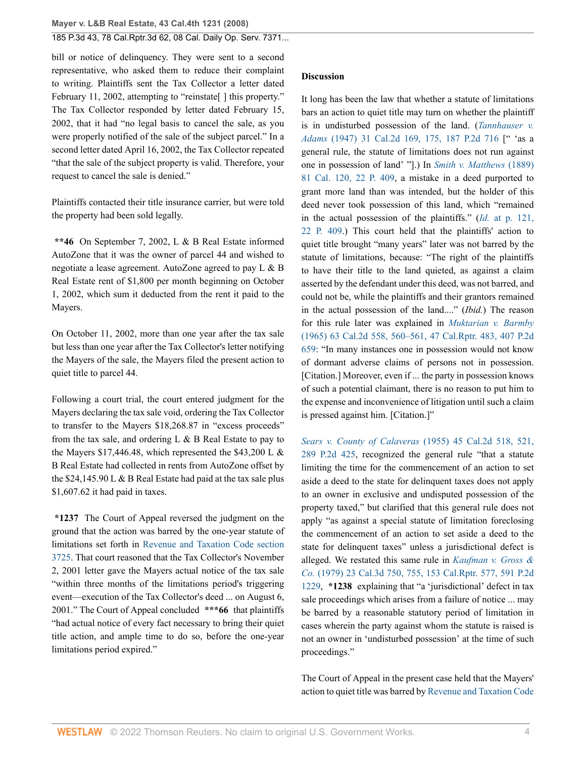bill or notice of delinquency. They were sent to a second representative, who asked them to reduce their complaint to writing. Plaintiffs sent the Tax Collector a letter dated February 11, 2002, attempting to "reinstate[ ] this property." The Tax Collector responded by letter dated February 15, 2002, that it had "no legal basis to cancel the sale, as you were properly notified of the sale of the subject parcel." In a second letter dated April 16, 2002, the Tax Collector repeated "that the sale of the subject property is valid. Therefore, your request to cancel the sale is denied."

Plaintiffs contacted their title insurance carrier, but were told the property had been sold legally.

**\*\*46** On September 7, 2002, L & B Real Estate informed AutoZone that it was the owner of parcel 44 and wished to negotiate a lease agreement. AutoZone agreed to pay L & B Real Estate rent of $1,800 per month beginning on October 1, 2002, which sum it deducted from the rent it paid to the Mayers.

On October 11, 2002, more than one year after the tax sale but less than one year after the Tax Collector's letter notifying the Mayers of the sale, the Mayers filed the present action to quiet title to parcel 44.

Following a court trial, the court entered judgment for the Mayers declaring the tax sale void, ordering the Tax Collector to transfer to the Mayers $18,268.87 in "excess proceeds" from the tax sale, and ordering L & B Real Estate to pay to the Mayers $17,446.48, which represented the $43,200 L & B Real Estate had collected in rents from AutoZone offset by the $24,145.90 L & B Real Estate had paid at the tax sale plus $1,607.62 it had paid in taxes.

**\*1237** The Court of Appeal reversed the judgment on the ground that the action was barred by the one-year statute of limitations set forth in Revenue and Taxation Code section 3725. That court reasoned that the Tax Collector's November 2, 2001 letter gave the Mayers actual notice of the tax sale "within three months of the limitations period's triggering event—execution of the Tax Collector's deed ... on August 6, 2001." The Court of Appeal concluded **\*\*\*66** that plaintiffs "had actual notice of every fact necessary to bring their quiet title action, and ample time to do so, before the one-year limitations period expired."

## Discussion

It long has been the law that whether a statute of limitations bars an action to quiet title may turn on whether the plaintiff is in undisturbed possession of the land. (*Tannhauser v. Adams* (1947) 31 Cal.2d 169, 175, 187 P.2d 716 [" 'as a general rule, the statute of limitations does not run against one in possession of land' "].) In *Smith v. Matthews* (1889) 81 Cal. 120, 22 P. 409, a mistake in a deed purported to grant more land than was intended, but the holder of this deed never took possession of this land, which "remained in the actual possession of the plaintiffs." (*Id.* at p. 121, 22 P. 409.) This court held that the plaintiffs' action to quiet title brought "many years" later was not barred by the statute of limitations, because: "The right of the plaintiffs to have their title to the land quieted, as against a claim asserted by the defendant under this deed, was not barred, and could not be, while the plaintiffs and their grantors remained in the actual possession of the land...." (*Ibid.*) The reason for this rule later was explained in *Muktarian v. Barmby* (1965) 63 Cal.2d 558, 560–561, 47 Cal.Rptr. 483, 407 P.2d 659: "In many instances one in possession would not know of dormant adverse claims of persons not in possession. [Citation.] Moreover, even if ... the party in possession knows of such a potential claimant, there is no reason to put him to the expense and inconvenience of litigation until such a claim is pressed against him. [Citation.]"

*Sears v. County of Calaveras* (1955) 45 Cal.2d 518, 521, 289 P.2d 425, recognized the general rule "that a statute limiting the time for the commencement of an action to set aside a deed to the state for delinquent taxes does not apply to an owner in exclusive and undisputed possession of the property taxed," but clarified that this general rule does not apply "as against a special statute of limitation foreclosing the commencement of an action to set aside a deed to the state for delinquent taxes" unless a jurisdictional defect is alleged. We restated this same rule in *Kaufman v. Gross & Co.* (1979) 23 Cal.3d 750, 755, 153 Cal.Rptr. 577, 591 P.2d 1229, **\*1238** explaining that "a 'jurisdictional' defect in tax sale proceedings which arises from a failure of notice ... may be barred by a reasonable statutory period of limitation in cases wherein the party against whom the statute is raised is not an owner in 'undisturbed possession' at the time of such proceedings."

The Court of Appeal in the present case held that the Mayers' action to quiet title was barred by Revenue and Taxation Code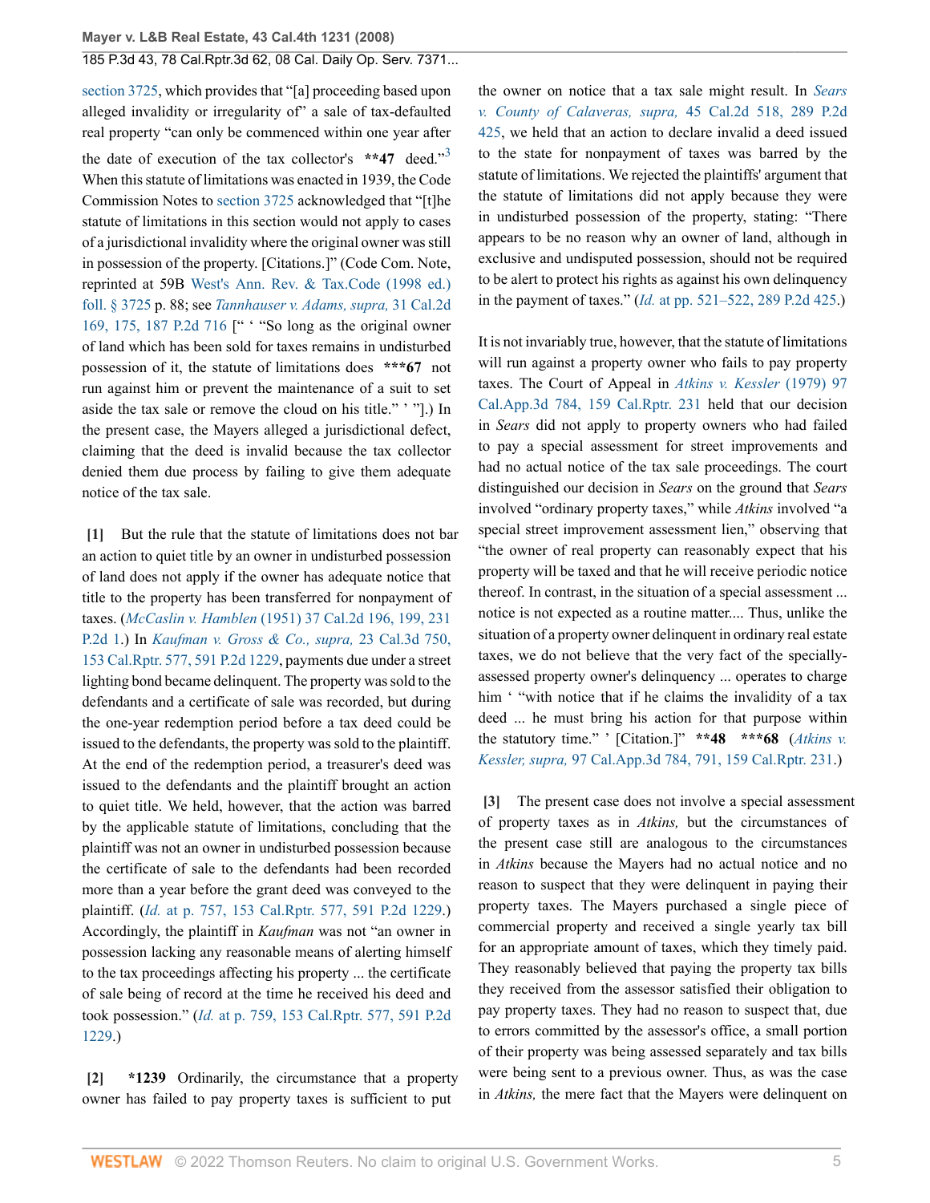section 3725, which provides that "[a] proceeding based upon alleged invalidity or irregularity of" a sale of tax-defaulted real property "can only be commenced within one year after the date of execution of the tax collector's **47 deed."[3] When this statute of limitations was enacted in 1939, the Code Commission Notes to section 3725 acknowledged that "[t]he statute of limitations in this section would not apply to cases of a jurisdictional invalidity where the original owner was still in possession of the property. [Citations.]" (Code Com. Note, reprinted at 59B West's Ann. Rev. & Tax.Code (1998 ed.) foll. § 3725 p. 88; see *Tannhauser v. Adams, supra,* 31 Cal.2d 169, 175, 187 P.2d 716 [" ' "So long as the original owner of land which has been sold for taxes remains in undisturbed possession of it, the statute of limitations does ***67 not run against him or prevent the maintenance of a suit to set aside the tax sale or remove the cloud on his title." ' "].) In the present case, the Mayers alleged a jurisdictional defect, claiming that the deed is invalid because the tax collector denied them due process by failing to give them adequate notice of the tax sale.

**[1]** But the rule that the statute of limitations does not bar an action to quiet title by an owner in undisturbed possession of land does not apply if the owner has adequate notice that title to the property has been transferred for nonpayment of taxes. (*McCaslin v. Hamblen* (1951) 37 Cal.2d 196, 199, 231 P.2d 1.) In *Kaufman v. Gross & Co., supra,* 23 Cal.3d 750, 153 Cal.Rptr. 577, 591 P.2d 1229, payments due under a street lighting bond became delinquent. The property was sold to the defendants and a certificate of sale was recorded, but during the one-year redemption period before a tax deed could be issued to the defendants, the property was sold to the plaintiff. At the end of the redemption period, a treasurer's deed was issued to the defendants and the plaintiff brought an action to quiet title. We held, however, that the action was barred by the applicable statute of limitations, concluding that the plaintiff was not an owner in undisturbed possession because the certificate of sale to the defendants had been recorded more than a year before the grant deed was conveyed to the plaintiff. (*Id.* at p. 757, 153 Cal.Rptr. 577, 591 P.2d 1229.) Accordingly, the plaintiff in *Kaufman* was not "an owner in possession lacking any reasonable means of alerting himself to the tax proceedings affecting his property ... the certificate of sale being of record at the time he received his deed and took possession." (*Id.* at p. 759, 153 Cal.Rptr. 577, 591 P.2d 1229.)

**[2]** *1239 Ordinarily, the circumstance that a property owner has failed to pay property taxes is sufficient to put the owner on notice that a tax sale might result. In *Sears v. County of Calaveras, supra,* 45 Cal.2d 518, 289 P.2d 425, we held that an action to declare invalid a deed issued to the state for nonpayment of taxes was barred by the statute of limitations. We rejected the plaintiffs' argument that the statute of limitations did not apply because they were in undisturbed possession of the property, stating: "There appears to be no reason why an owner of land, although in exclusive and undisputed possession, should not be required to be alert to protect his rights as against his own delinquency in the payment of taxes." (*Id.* at pp. 521–522, 289 P.2d 425.)

It is not invariably true, however, that the statute of limitations will run against a property owner who fails to pay property taxes. The Court of Appeal in *Atkins v. Kessler* (1979) 97 Cal.App.3d 784, 159 Cal.Rptr. 231 held that our decision in *Sears* did not apply to property owners who had failed to pay a special assessment for street improvements and had no actual notice of the tax sale proceedings. The court distinguished our decision in *Sears* on the ground that *Sears* involved "ordinary property taxes," while *Atkins* involved "a special street improvement assessment lien," observing that "the owner of real property can reasonably expect that his property will be taxed and that he will receive periodic notice thereof. In contrast, in the situation of a special assessment ... notice is not expected as a routine matter.... Thus, unlike the situation of a property owner delinquent in ordinary real estate taxes, we do not believe that the very fact of the specially-assessed property owner's delinquency ... operates to charge him ' "with notice that if he claims the invalidity of a tax deed ... he must bring his action for that purpose within the statutory time." ' [Citation.]" **48 ***68 (*Atkins v. Kessler, supra,* 97 Cal.App.3d 784, 791, 159 Cal.Rptr. 231.)

**[3]** The present case does not involve a special assessment of property taxes as in *Atkins,* but the circumstances of the present case still are analogous to the circumstances in *Atkins* because the Mayers had no actual notice and no reason to suspect that they were delinquent in paying their property taxes. The Mayers purchased a single piece of commercial property and received a single yearly tax bill for an appropriate amount of taxes, which they timely paid. They reasonably believed that paying the property tax bills they received from the assessor satisfied their obligation to pay property taxes. They had no reason to suspect that, due to errors committed by the assessor's office, a small portion of their property was being assessed separately and tax bills were being sent to a previous owner. Thus, as was the case in *Atkins,* the mere fact that the Mayers were delinquent on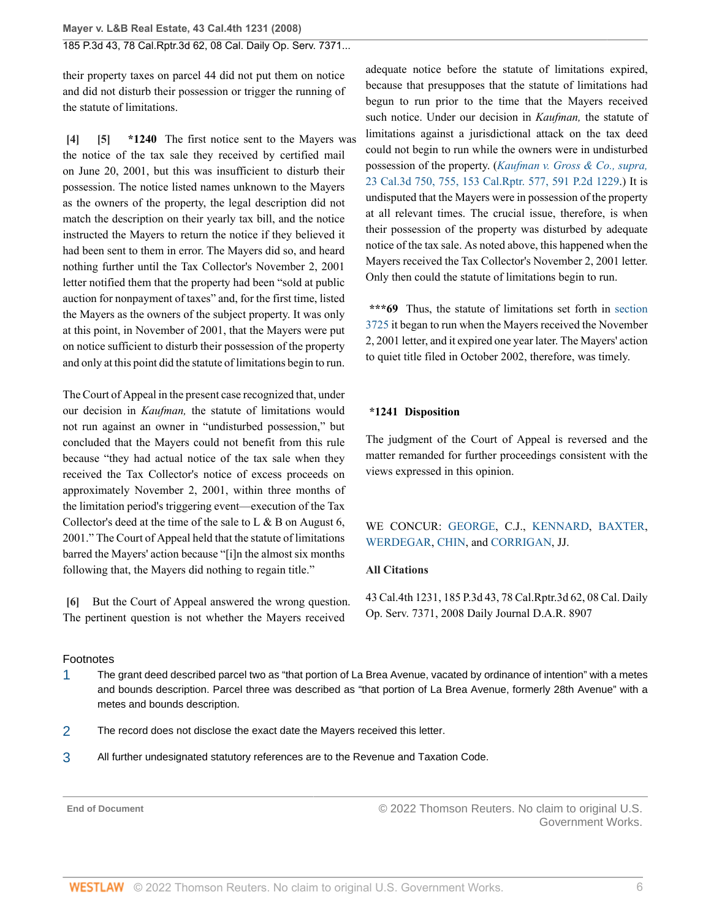their property taxes on parcel 44 did not put them on notice and did not disturb their possession or trigger the running of the statute of limitations.

**[4]** **[5]** **\*1240** The first notice sent to the Mayers was the notice of the tax sale they received by certified mail on June 20, 2001, but this was insufficient to disturb their possession. The notice listed names unknown to the Mayers as the owners of the property, the legal description did not match the description on their yearly tax bill, and the notice instructed the Mayers to return the notice if they believed it had been sent to them in error. The Mayers did so, and heard nothing further until the Tax Collector's November 2, 2001 letter notified them that the property had been "sold at public auction for nonpayment of taxes" and, for the first time, listed the Mayers as the owners of the subject property. It was only at this point, in November of 2001, that the Mayers were put on notice sufficient to disturb their possession of the property and only at this point did the statute of limitations begin to run.

The Court of Appeal in the present case recognized that, under our decision in *Kaufman,* the statute of limitations would not run against an owner in "undisturbed possession," but concluded that the Mayers could not benefit from this rule because "they had actual notice of the tax sale when they received the Tax Collector's notice of excess proceeds on approximately November 2, 2001, within three months of the limitation period's triggering event—execution of the Tax Collector's deed at the time of the sale to L & B on August 6, 2001." The Court of Appeal held that the statute of limitations barred the Mayers' action because "[i]n the almost six months following that, the Mayers did nothing to regain title."

**[6]** But the Court of Appeal answered the wrong question. The pertinent question is not whether the Mayers received adequate notice before the statute of limitations expired, because that presupposes that the statute of limitations had begun to run prior to the time that the Mayers received such notice. Under our decision in *Kaufman,* the statute of limitations against a jurisdictional attack on the tax deed could not begin to run while the owners were in undisturbed possession of the property. (*Kaufman v. Gross & Co., supra,* 23 Cal.3d 750, 755, 153 Cal.Rptr. 577, 591 P.2d 1229.) It is undisputed that the Mayers were in possession of the property at all relevant times. The crucial issue, therefore, is when their possession of the property was disturbed by adequate notice of the tax sale. As noted above, this happened when the Mayers received the Tax Collector's November 2, 2001 letter. Only then could the statute of limitations begin to run.

**\*\*\*69** Thus, the statute of limitations set forth in section 3725 it began to run when the Mayers received the November 2, 2001 letter, and it expired one year later. The Mayers' action to quiet title filed in October 2002, therefore, was timely.

## **\*1241** Disposition

The judgment of the Court of Appeal is reversed and the matter remanded for further proceedings consistent with the views expressed in this opinion.

WE CONCUR: GEORGE, C.J., KENNARD, BAXTER, WERDEGAR, CHIN, and CORRIGAN, JJ.

**All Citations**

43 Cal.4th 1231, 185 P.3d 43, 78 Cal.Rptr.3d 62, 08 Cal. Daily Op. Serv. 7371, 2008 Daily Journal D.A.R. 8907

## Footnotes

1. The grant deed described parcel two as "that portion of La Brea Avenue, vacated by ordinance of intention" with a metes and bounds description. Parcel three was described as "that portion of La Brea Avenue, formerly 28th Avenue" with a metes and bounds description.
2. The record does not disclose the exact date the Mayers received this letter.
3. All further undesignated statutory references are to the Revenue and Taxation Code.

End of Document

© 2022 Thomson Reuters. No claim to original U.S. Government Works.